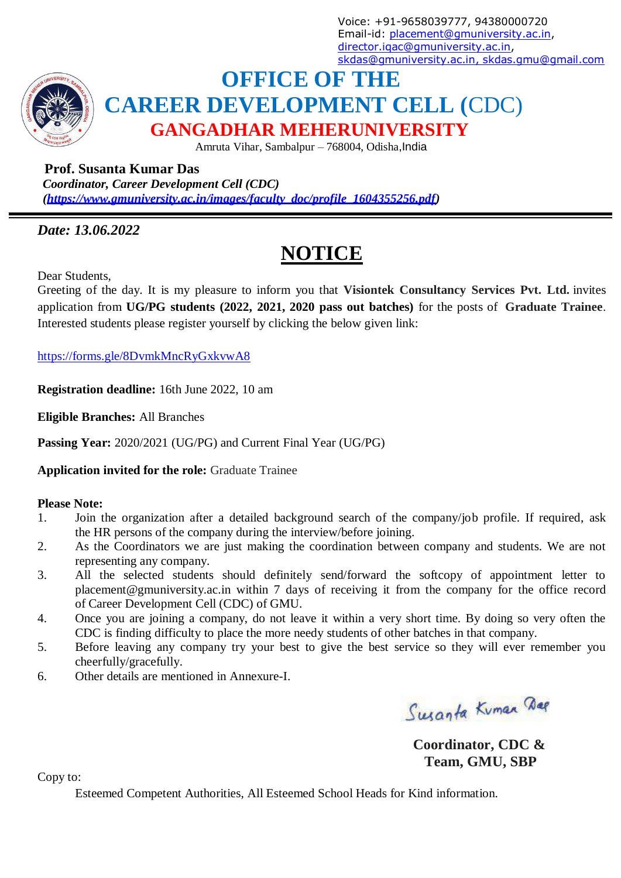Voice: +91-9658039777, 94380000720
Email-id: placement@gmuniversity.ac.in, director.iqac@gmuniversity.ac.in, skdas@gmuniversity.ac.in, skdas.gmu@gmail.com

# OFFICE OF THE CAREER DEVELOPMENT CELL (CDC)

## GANGADHAR MEHERUNIVERSITY

Amruta Vihar, Sambalpur – 768004, Odisha, India

**Prof. Susanta Kumar Das**
***Coordinator, Career Development Cell (CDC)***
*(https://www.gmuniversity.ac.in/images/faculty_doc/profile_1604355256.pdf)*

---

***Date: 13.06.2022***

# NOTICE

Dear Students,
Greeting of the day. It is my pleasure to inform you that **Visiontek Consultancy Services Pvt. Ltd.** invites application from **UG/PG students (2022, 2021, 2020 pass out batches)** for the posts of **Graduate Trainee**. Interested students please register yourself by clicking the below given link:

https://forms.gle/8DvmkMncRyGxkvwA8

**Registration deadline:** 16th June 2022, 10 am

**Eligible Branches:** All Branches

**Passing Year:** 2020/2021 (UG/PG) and Current Final Year (UG/PG)

**Application invited for the role:** Graduate Trainee

**Please Note:**

1. Join the organization after a detailed background search of the company/job profile. If required, ask the HR persons of the company during the interview/before joining.
2. As the Coordinators we are just making the coordination between company and students. We are not representing any company.
3. All the selected students should definitely send/forward the softcopy of appointment letter to placement@gmuniversity.ac.in within 7 days of receiving it from the company for the office record of Career Development Cell (CDC) of GMU.
4. Once you are joining a company, do not leave it within a very short time. By doing so very often the CDC is finding difficulty to place the more needy students of other batches in that company.
5. Before leaving any company try your best to give the best service so they will ever remember you cheerfully/gracefully.
6. Other details are mentioned in Annexure-I.

Susanta Kumar Das

**Coordinator, CDC &**
**Team, GMU, SBP**

Copy to:

Esteemed Competent Authorities, All Esteemed School Heads for Kind information.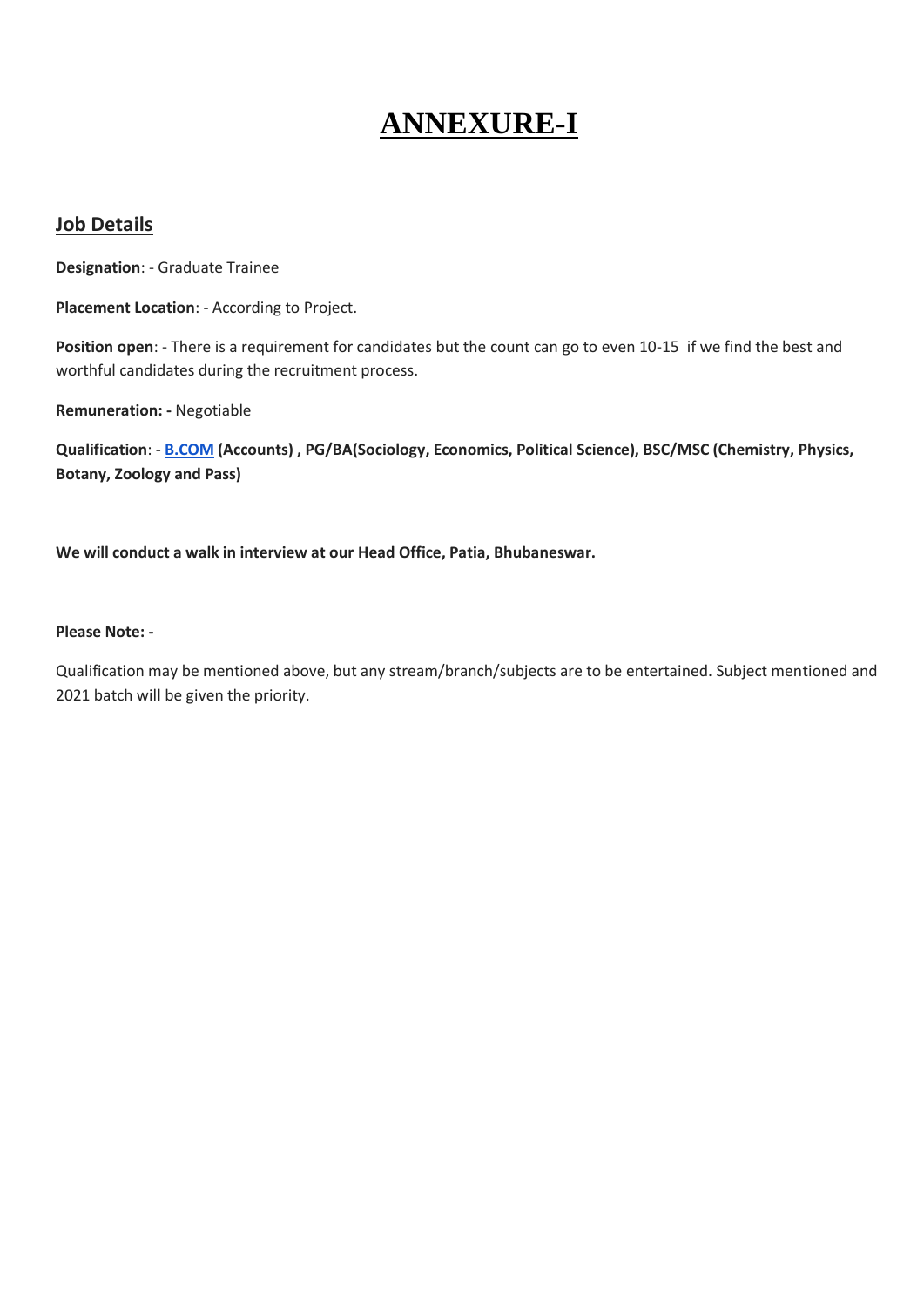# ANNEXURE-I

## Job Details

**Designation**: - Graduate Trainee

**Placement Location**: - According to Project.

**Position open**: - There is a requirement for candidates but the count can go to even 10-15 if we find the best and worthful candidates during the recruitment process.

**Remuneration: -** Negotiable

**Qualification**: - **B.COM (Accounts) , PG/BA(Sociology, Economics, Political Science), BSC/MSC (Chemistry, Physics, Botany, Zoology and Pass)**

**We will conduct a walk in interview at our Head Office, Patia, Bhubaneswar.**

**Please Note: -**

Qualification may be mentioned above, but any stream/branch/subjects are to be entertained. Subject mentioned and 2021 batch will be given the priority.